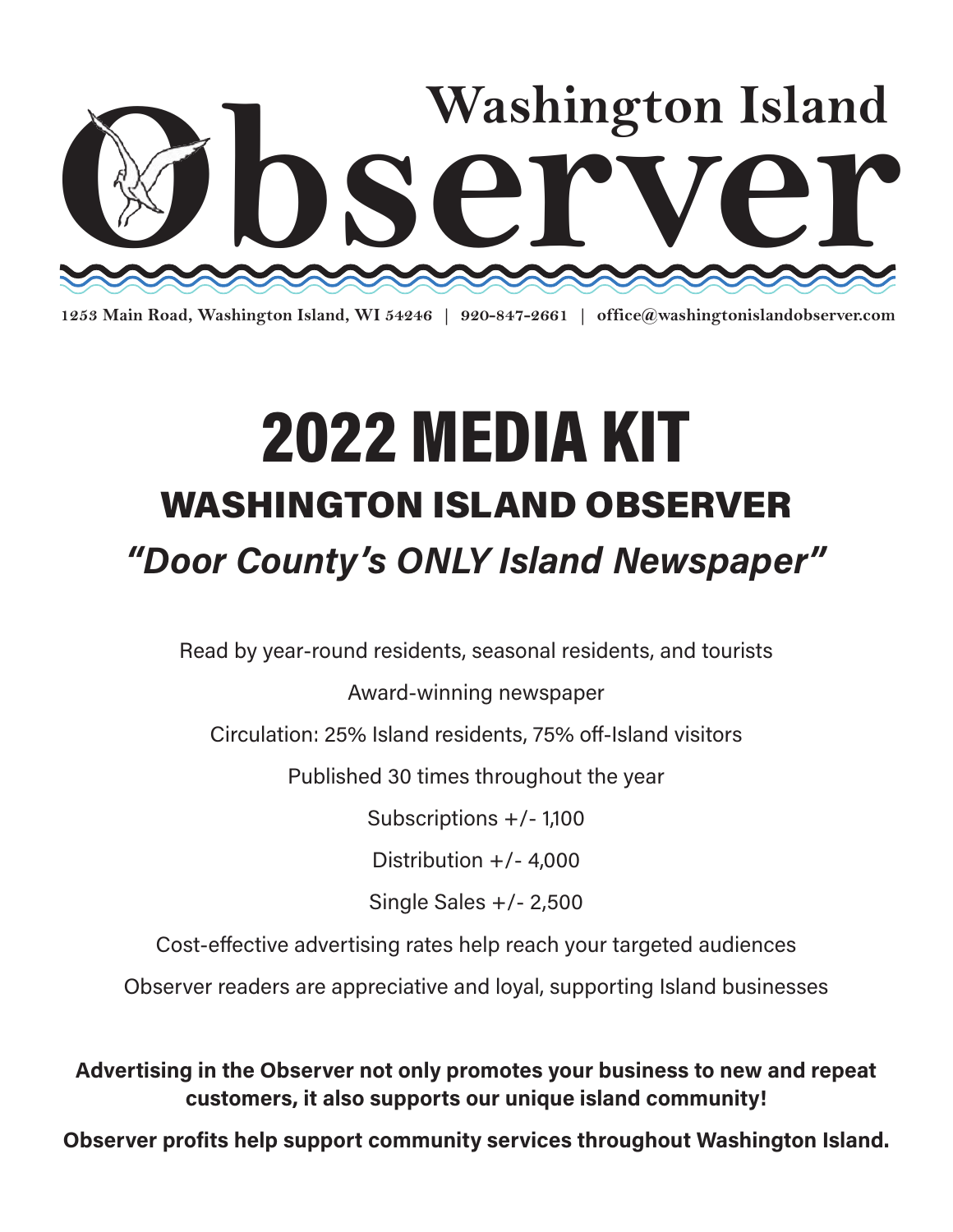# Washington Island Observer

1253 Main Road, Washington Island, WI 54246 | 920-847-2661 | office@washingtonislandobserver.com

# 2022 MEDIA KIT

## WASHINGTON ISLAND OBSERVER

### *"Door County's ONLY Island Newspaper"*

Read by year-round residents, seasonal residents, and tourists

Award-winning newspaper

Circulation: 25% Island residents, 75% off-Island visitors

Published 30 times throughout the year

Subscriptions +/- 1,100

Distribution +/- 4,000

Single Sales +/- 2,500

Cost-effective advertising rates help reach your targeted audiences

Observer readers are appreciative and loyal, supporting Island businesses

**Advertising in the Observer not only promotes your business to new and repeat customers, it also supports our unique island community!**

**Observer profits help support community services throughout Washington Island.**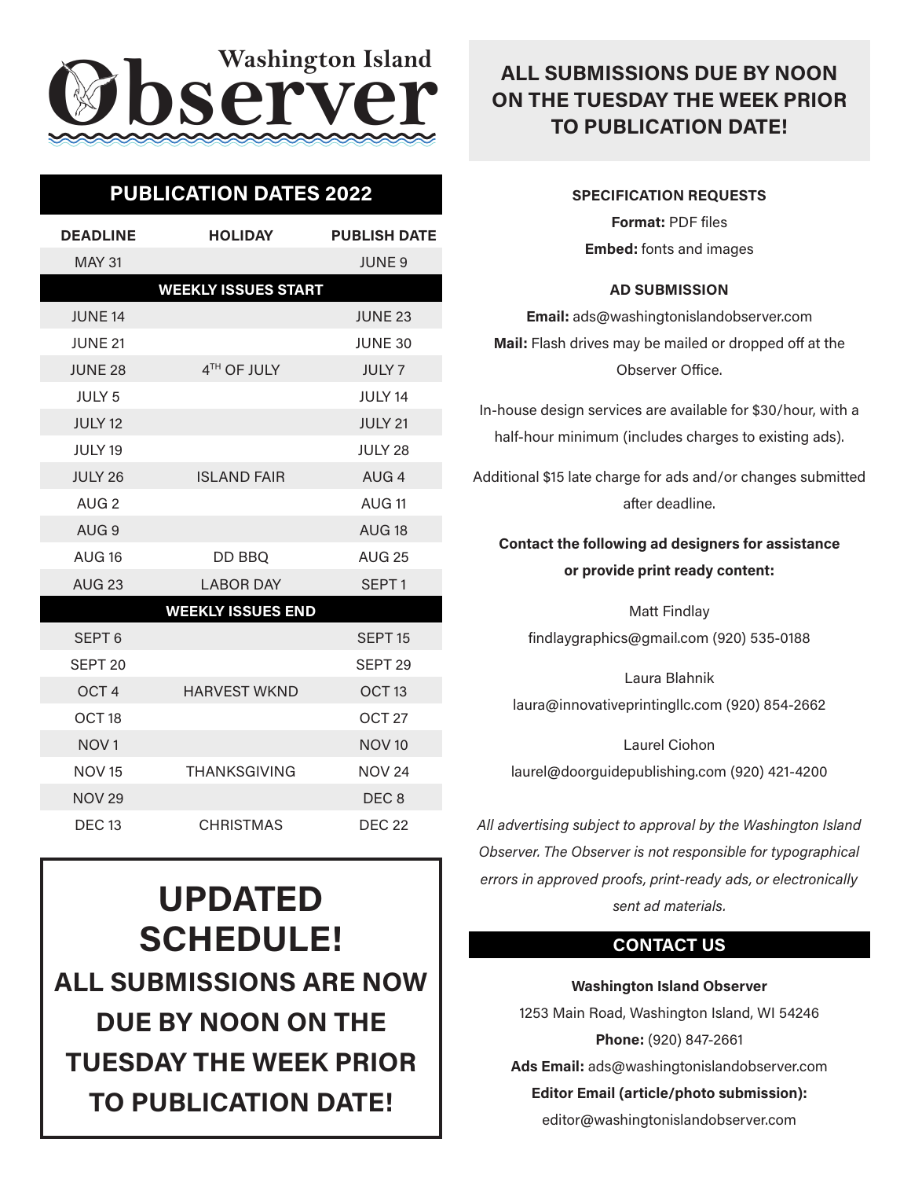# Washington Island Observer

## PUBLICATION DATES 2022

| DEADLINE | HOLIDAY | PUBLISH DATE |
|---|---|---|
| MAY 31 | | JUNE 9 |
| **WEEKLY ISSUES START** | | |
| JUNE 14 | | JUNE 23 |
| JUNE 21 | | JUNE 30 |
| JUNE 28 | 4TH OF JULY | JULY 7 |
| JULY 5 | | JULY 14 |
| JULY 12 | | JULY 21 |
| JULY 19 | | JULY 28 |
| JULY 26 | ISLAND FAIR | AUG 4 |
| AUG 2 | | AUG 11 |
| AUG 9 | | AUG 18 |
| AUG 16 | DD BBQ | AUG 25 |
| AUG 23 | LABOR DAY | SEPT 1 |
| **WEEKLY ISSUES END** | | |
| SEPT 6 | | SEPT 15 |
| SEPT 20 | | SEPT 29 |
| OCT 4 | HARVEST WKND | OCT 13 |
| OCT 18 | | OCT 27 |
| NOV 1 | | NOV 10 |
| NOV 15 | THANKSGIVING | NOV 24 |
| NOV 29 | | DEC 8 |
| DEC 13 | CHRISTMAS | DEC 22 |

## UPDATED SCHEDULE!

**ALL SUBMISSIONS ARE NOW DUE BY NOON ON THE TUESDAY THE WEEK PRIOR TO PUBLICATION DATE!**

## ALL SUBMISSIONS DUE BY NOON ON THE TUESDAY THE WEEK PRIOR TO PUBLICATION DATE!

**SPECIFICATION REQUESTS**

**Format:** PDF files

**Embed:** fonts and images

**AD SUBMISSION**

**Email:** ads@washingtonislandobserver.com

**Mail:** Flash drives may be mailed or dropped off at the Observer Office.

In-house design services are available for $30/hour, with a half-hour minimum (includes charges to existing ads).

Additional $15 late charge for ads and/or changes submitted after deadline.

**Contact the following ad designers for assistance or provide print ready content:**

Matt Findlay
findlaygraphics@gmail.com (920) 535-0188

Laura Blahnik
laura@innovativeprintingllc.com (920) 854-2662

Laurel Ciohon
laurel@doorguidepublishing.com (920) 421-4200

*All advertising subject to approval by the Washington Island Observer. The Observer is not responsible for typographical errors in approved proofs, print-ready ads, or electronically sent ad materials.*

## CONTACT US

**Washington Island Observer**

1253 Main Road, Washington Island, WI 54246

**Phone:** (920) 847-2661

**Ads Email:** ads@washingtonislandobserver.com

**Editor Email (article/photo submission):**
editor@washingtonislandobserver.com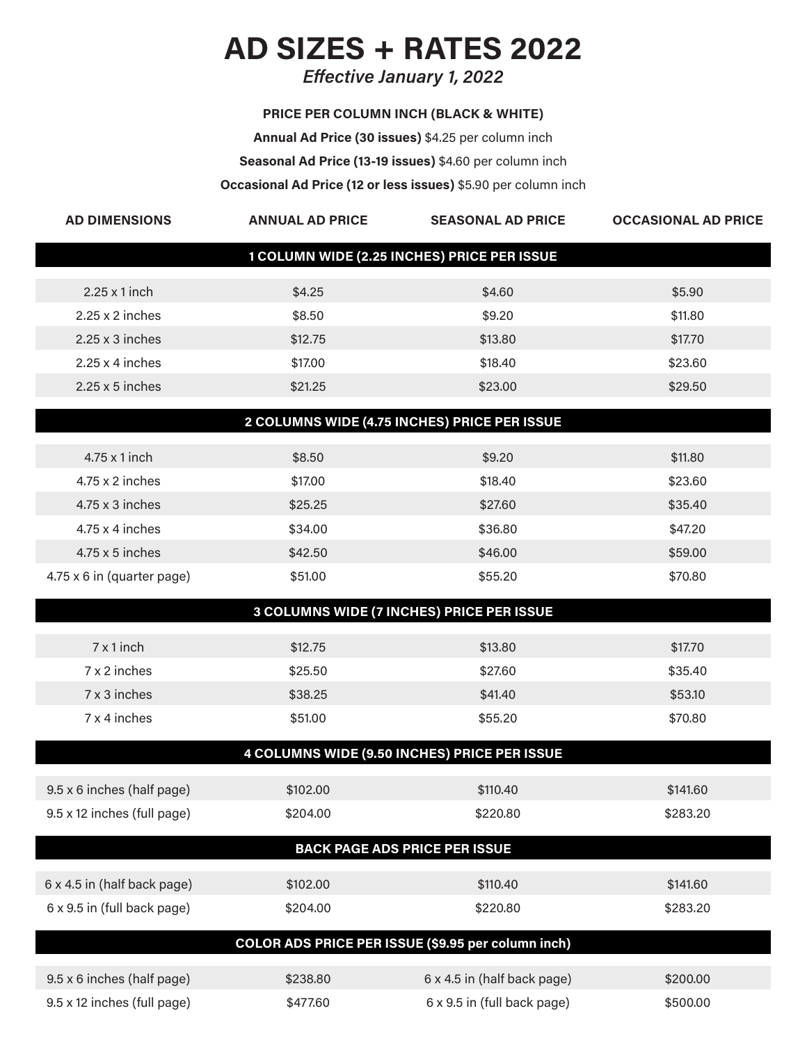# AD SIZES + RATES 2022

*Effective January 1, 2022*

**PRICE PER COLUMN INCH (BLACK & WHITE)**

**Annual Ad Price (30 issues)** $4.25 per column inch

**Seasonal Ad Price (13-19 issues)** $4.60 per column inch

**Occasional Ad Price (12 or less issues)** $5.90 per column inch

| AD DIMENSIONS | ANNUAL AD PRICE | SEASONAL AD PRICE | OCCASIONAL AD PRICE |
|---|---|---|---|
| **1 COLUMN WIDE (2.25 INCHES) PRICE PER ISSUE** | | | |
| 2.25 x 1 inch | $4.25 | $4.60 | $5.90 |
| 2.25 x 2 inches | $8.50 | $9.20 | $11.80 |
| 2.25 x 3 inches | $12.75 | $13.80 | $17.70 |
| 2.25 x 4 inches | $17.00 | $18.40 | $23.60 |
| 2.25 x 5 inches | $21.25 | $23.00 | $29.50 |
| **2 COLUMNS WIDE (4.75 INCHES) PRICE PER ISSUE** | | | |
| 4.75 x 1 inch | $8.50 | $9.20 | $11.80 |
| 4.75 x 2 inches | $17.00 | $18.40 | $23.60 |
| 4.75 x 3 inches | $25.25 | $27.60 | $35.40 |
| 4.75 x 4 inches | $34.00 | $36.80 | $47.20 |
| 4.75 x 5 inches | $42.50 | $46.00 | $59.00 |
| 4.75 x 6 in (quarter page) | $51.00 | $55.20 | $70.80 |
| **3 COLUMNS WIDE (7 INCHES) PRICE PER ISSUE** | | | |
| 7 x 1 inch | $12.75 | $13.80 | $17.70 |
| 7 x 2 inches | $25.50 | $27.60 | $35.40 |
| 7 x 3 inches | $38.25 | $41.40 | $53.10 |
| 7 x 4 inches | $51.00 | $55.20 | $70.80 |
| **4 COLUMNS WIDE (9.50 INCHES) PRICE PER ISSUE** | | | |
| 9.5 x 6 inches (half page) | $102.00 | $110.40 | $141.60 |
| 9.5 x 12 inches (full page) | $204.00 | $220.80 | $283.20 |
| **BACK PAGE ADS PRICE PER ISSUE** | | | |
| 6 x 4.5 in (half back page) | $102.00 | $110.40 | $141.60 |
| 6 x 9.5 in (full back page) | $204.00 | $220.80 | $283.20 |
| **COLOR ADS PRICE PER ISSUE ($9.95 per column inch)** | | | |
| 9.5 x 6 inches (half page) | $238.80 | 6 x 4.5 in (half back page) | $200.00 |
| 9.5 x 12 inches (full page) | $477.60 | 6 x 9.5 in (full back page) | $500.00 |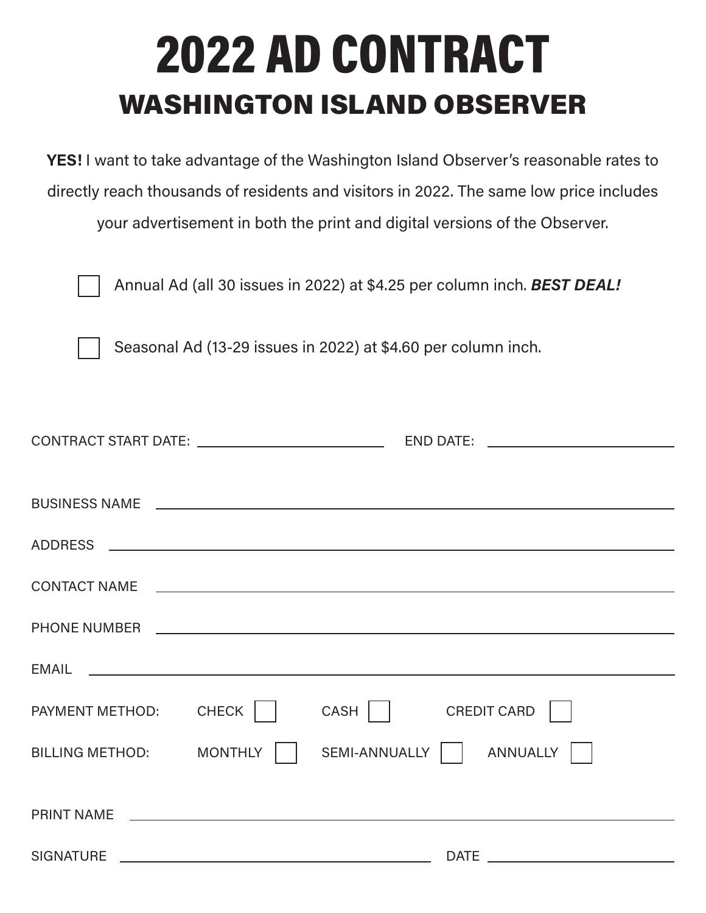# 2022 AD CONTRACT

## WASHINGTON ISLAND OBSERVER

**YES!** I want to take advantage of the Washington Island Observer's reasonable rates to directly reach thousands of residents and visitors in 2022. The same low price includes your advertisement in both the print and digital versions of the Observer.

☐ Annual Ad (all 30 issues in 2022) at $4.25 per column inch. ***BEST DEAL!***

☐ Seasonal Ad (13-29 issues in 2022) at $4.60 per column inch.

CONTRACT START DATE: ______________________ END DATE: ______________________

BUSINESS NAME ______________________________________________

ADDRESS ______________________________________________

CONTACT NAME ______________________________________________

PHONE NUMBER ______________________________________________

EMAIL ______________________________________________

PAYMENT METHOD: CHECK ☐ CASH ☐ CREDIT CARD ☐

BILLING METHOD: MONTHLY ☐ SEMI-ANNUALLY ☐ ANNUALLY ☐

PRINT NAME ______________________________________________

SIGNATURE ______________________________ DATE ______________________